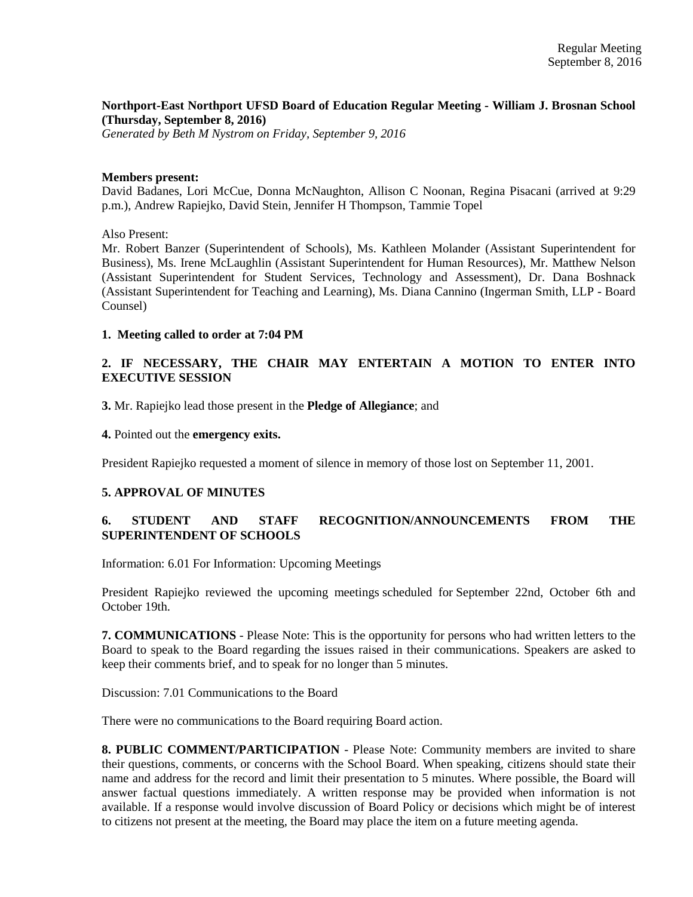**Northport-East Northport UFSD Board of Education Regular Meeting - William J. Brosnan School (Thursday, September 8, 2016)**
*Generated by Beth M Nystrom on Friday, September 9, 2016*

**Members present:**
David Badanes, Lori McCue, Donna McNaughton, Allison C Noonan, Regina Pisacani (arrived at 9:29 p.m.), Andrew Rapiejko, David Stein, Jennifer H Thompson, Tammie Topel

Also Present:
Mr. Robert Banzer (Superintendent of Schools), Ms. Kathleen Molander (Assistant Superintendent for Business), Ms. Irene McLaughlin (Assistant Superintendent for Human Resources), Mr. Matthew Nelson (Assistant Superintendent for Student Services, Technology and Assessment), Dr. Dana Boshnack (Assistant Superintendent for Teaching and Learning), Ms. Diana Cannino (Ingerman Smith, LLP - Board Counsel)

**1. Meeting called to order at 7:04 PM**

**2. IF NECESSARY, THE CHAIR MAY ENTERTAIN A MOTION TO ENTER INTO EXECUTIVE SESSION**

**3.** Mr. Rapiejko lead those present in the **Pledge of Allegiance**; and

**4.** Pointed out the **emergency exits.**

President Rapiejko requested a moment of silence in memory of those lost on September 11, 2001.

**5. APPROVAL OF MINUTES**

**6. STUDENT AND STAFF RECOGNITION/ANNOUNCEMENTS FROM THE SUPERINTENDENT OF SCHOOLS**

Information: 6.01 For Information: Upcoming Meetings

President Rapiejko reviewed the upcoming meetings scheduled for September 22nd, October 6th and October 19th.

**7. COMMUNICATIONS** - Please Note: This is the opportunity for persons who had written letters to the Board to speak to the Board regarding the issues raised in their communications. Speakers are asked to keep their comments brief, and to speak for no longer than 5 minutes.

Discussion: 7.01 Communications to the Board

There were no communications to the Board requiring Board action.

**8. PUBLIC COMMENT/PARTICIPATION** - Please Note: Community members are invited to share their questions, comments, or concerns with the School Board. When speaking, citizens should state their name and address for the record and limit their presentation to 5 minutes. Where possible, the Board will answer factual questions immediately. A written response may be provided when information is not available. If a response would involve discussion of Board Policy or decisions which might be of interest to citizens not present at the meeting, the Board may place the item on a future meeting agenda.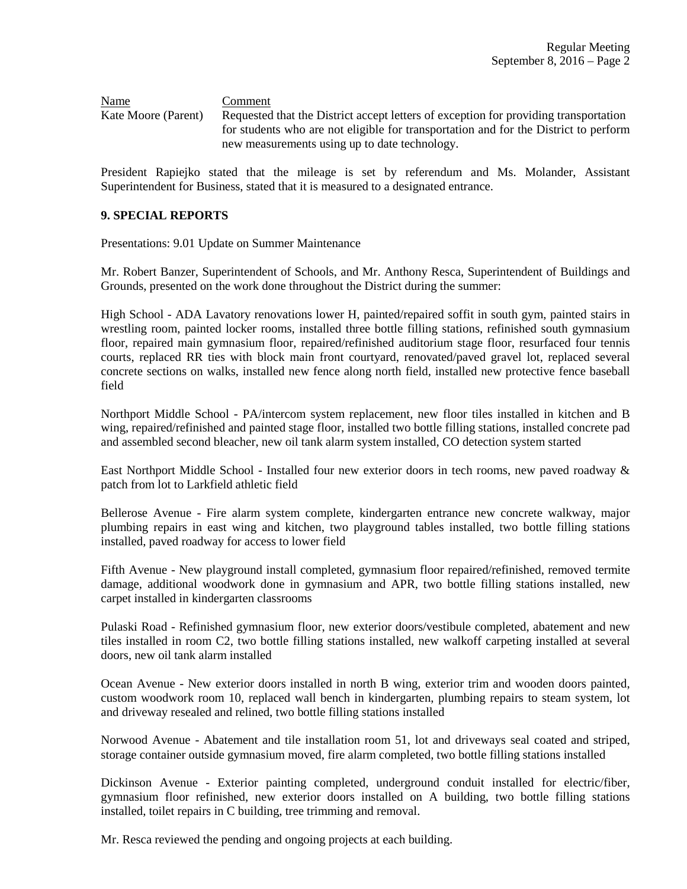| Name | Comment |
| --- | --- |
| Kate Moore (Parent) | Requested that the District accept letters of exception for providing transportation for students who are not eligible for transportation and for the District to perform new measurements using up to date technology. |

President Rapiejko stated that the mileage is set by referendum and Ms. Molander, Assistant Superintendent for Business, stated that it is measured to a designated entrance.

## 9. SPECIAL REPORTS

Presentations: 9.01 Update on Summer Maintenance

Mr. Robert Banzer, Superintendent of Schools, and Mr. Anthony Resca, Superintendent of Buildings and Grounds, presented on the work done throughout the District during the summer:

High School - ADA Lavatory renovations lower H, painted/repaired soffit in south gym, painted stairs in wrestling room, painted locker rooms, installed three bottle filling stations, refinished south gymnasium floor, repaired main gymnasium floor, repaired/refinished auditorium stage floor, resurfaced four tennis courts, replaced RR ties with block main front courtyard, renovated/paved gravel lot, replaced several concrete sections on walks, installed new fence along north field, installed new protective fence baseball field

Northport Middle School - PA/intercom system replacement, new floor tiles installed in kitchen and B wing, repaired/refinished and painted stage floor, installed two bottle filling stations, installed concrete pad and assembled second bleacher, new oil tank alarm system installed, CO detection system started

East Northport Middle School - Installed four new exterior doors in tech rooms, new paved roadway & patch from lot to Larkfield athletic field

Bellerose Avenue - Fire alarm system complete, kindergarten entrance new concrete walkway, major plumbing repairs in east wing and kitchen, two playground tables installed, two bottle filling stations installed, paved roadway for access to lower field

Fifth Avenue - New playground install completed, gymnasium floor repaired/refinished, removed termite damage, additional woodwork done in gymnasium and APR, two bottle filling stations installed, new carpet installed in kindergarten classrooms

Pulaski Road - Refinished gymnasium floor, new exterior doors/vestibule completed, abatement and new tiles installed in room C2, two bottle filling stations installed, new walkoff carpeting installed at several doors, new oil tank alarm installed

Ocean Avenue - New exterior doors installed in north B wing, exterior trim and wooden doors painted, custom woodwork room 10, replaced wall bench in kindergarten, plumbing repairs to steam system, lot and driveway resealed and relined, two bottle filling stations installed

Norwood Avenue - Abatement and tile installation room 51, lot and driveways seal coated and striped, storage container outside gymnasium moved, fire alarm completed, two bottle filling stations installed

Dickinson Avenue - Exterior painting completed, underground conduit installed for electric/fiber, gymnasium floor refinished, new exterior doors installed on A building, two bottle filling stations installed, toilet repairs in C building, tree trimming and removal.

Mr. Resca reviewed the pending and ongoing projects at each building.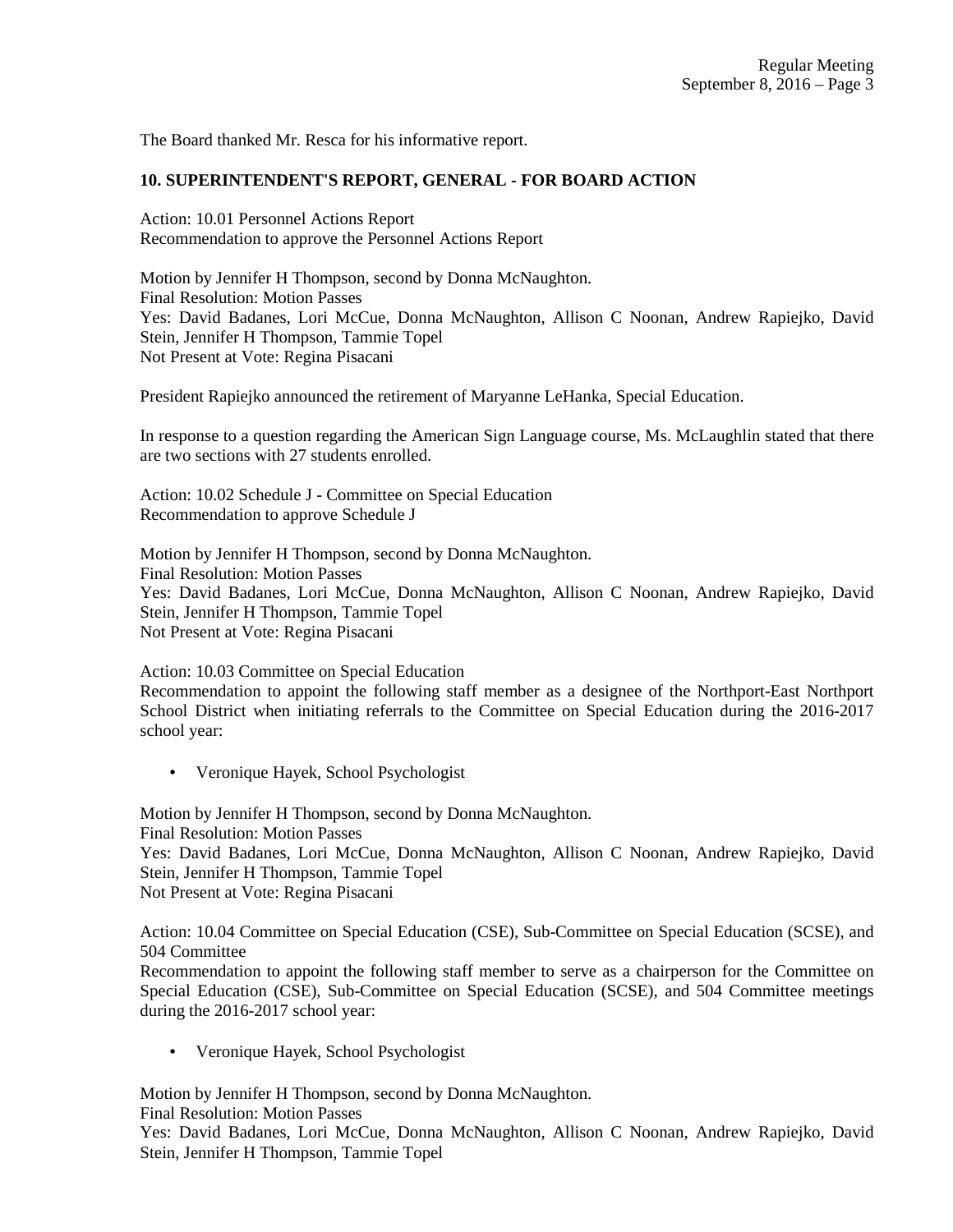The Board thanked Mr. Resca for his informative report.

**10. SUPERINTENDENT'S REPORT, GENERAL - FOR BOARD ACTION**

Action: 10.01 Personnel Actions Report
Recommendation to approve the Personnel Actions Report

Motion by Jennifer H Thompson, second by Donna McNaughton.
Final Resolution: Motion Passes
Yes: David Badanes, Lori McCue, Donna McNaughton, Allison C Noonan, Andrew Rapiejko, David Stein, Jennifer H Thompson, Tammie Topel
Not Present at Vote: Regina Pisacani

President Rapiejko announced the retirement of Maryanne LeHanka, Special Education.

In response to a question regarding the American Sign Language course, Ms. McLaughlin stated that there are two sections with 27 students enrolled.

Action: 10.02 Schedule J - Committee on Special Education
Recommendation to approve Schedule J

Motion by Jennifer H Thompson, second by Donna McNaughton.
Final Resolution: Motion Passes
Yes: David Badanes, Lori McCue, Donna McNaughton, Allison C Noonan, Andrew Rapiejko, David Stein, Jennifer H Thompson, Tammie Topel
Not Present at Vote: Regina Pisacani

Action: 10.03 Committee on Special Education
Recommendation to appoint the following staff member as a designee of the Northport-East Northport School District when initiating referrals to the Committee on Special Education during the 2016-2017 school year:

- Veronique Hayek, School Psychologist

Motion by Jennifer H Thompson, second by Donna McNaughton.
Final Resolution: Motion Passes
Yes: David Badanes, Lori McCue, Donna McNaughton, Allison C Noonan, Andrew Rapiejko, David Stein, Jennifer H Thompson, Tammie Topel
Not Present at Vote: Regina Pisacani

Action: 10.04 Committee on Special Education (CSE), Sub-Committee on Special Education (SCSE), and 504 Committee
Recommendation to appoint the following staff member to serve as a chairperson for the Committee on Special Education (CSE), Sub-Committee on Special Education (SCSE), and 504 Committee meetings during the 2016-2017 school year:

- Veronique Hayek, School Psychologist

Motion by Jennifer H Thompson, second by Donna McNaughton.
Final Resolution: Motion Passes
Yes: David Badanes, Lori McCue, Donna McNaughton, Allison C Noonan, Andrew Rapiejko, David Stein, Jennifer H Thompson, Tammie Topel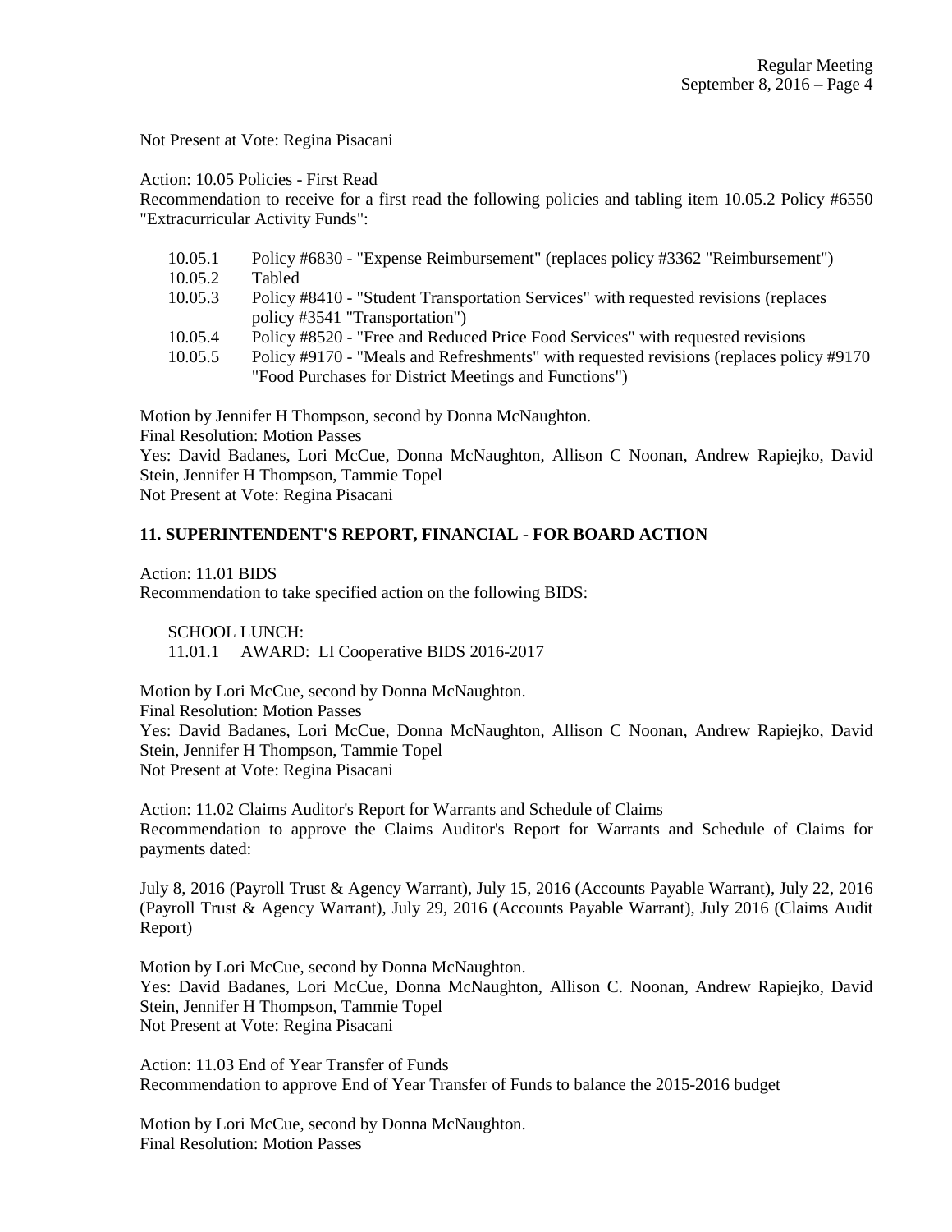Not Present at Vote: Regina Pisacani

Action: 10.05 Policies - First Read
Recommendation to receive for a first read the following policies and tabling item 10.05.2 Policy #6550 "Extracurricular Activity Funds":

- 10.05.1 Policy #6830 - "Expense Reimbursement" (replaces policy #3362 "Reimbursement")
- 10.05.2 Tabled
- 10.05.3 Policy #8410 - "Student Transportation Services" with requested revisions (replaces policy #3541 "Transportation")
- 10.05.4 Policy #8520 - "Free and Reduced Price Food Services" with requested revisions
- 10.05.5 Policy #9170 - "Meals and Refreshments" with requested revisions (replaces policy #9170 "Food Purchases for District Meetings and Functions")

Motion by Jennifer H Thompson, second by Donna McNaughton.
Final Resolution: Motion Passes
Yes: David Badanes, Lori McCue, Donna McNaughton, Allison C Noonan, Andrew Rapiejko, David Stein, Jennifer H Thompson, Tammie Topel
Not Present at Vote: Regina Pisacani

## 11. SUPERINTENDENT'S REPORT, FINANCIAL - FOR BOARD ACTION

Action: 11.01 BIDS
Recommendation to take specified action on the following BIDS:

SCHOOL LUNCH:
11.01.1 AWARD: LI Cooperative BIDS 2016-2017

Motion by Lori McCue, second by Donna McNaughton.
Final Resolution: Motion Passes
Yes: David Badanes, Lori McCue, Donna McNaughton, Allison C Noonan, Andrew Rapiejko, David Stein, Jennifer H Thompson, Tammie Topel
Not Present at Vote: Regina Pisacani

Action: 11.02 Claims Auditor's Report for Warrants and Schedule of Claims
Recommendation to approve the Claims Auditor's Report for Warrants and Schedule of Claims for payments dated:

July 8, 2016 (Payroll Trust & Agency Warrant), July 15, 2016 (Accounts Payable Warrant), July 22, 2016 (Payroll Trust & Agency Warrant), July 29, 2016 (Accounts Payable Warrant), July 2016 (Claims Audit Report)

Motion by Lori McCue, second by Donna McNaughton.
Yes: David Badanes, Lori McCue, Donna McNaughton, Allison C. Noonan, Andrew Rapiejko, David Stein, Jennifer H Thompson, Tammie Topel
Not Present at Vote: Regina Pisacani

Action: 11.03 End of Year Transfer of Funds
Recommendation to approve End of Year Transfer of Funds to balance the 2015-2016 budget

Motion by Lori McCue, second by Donna McNaughton.
Final Resolution: Motion Passes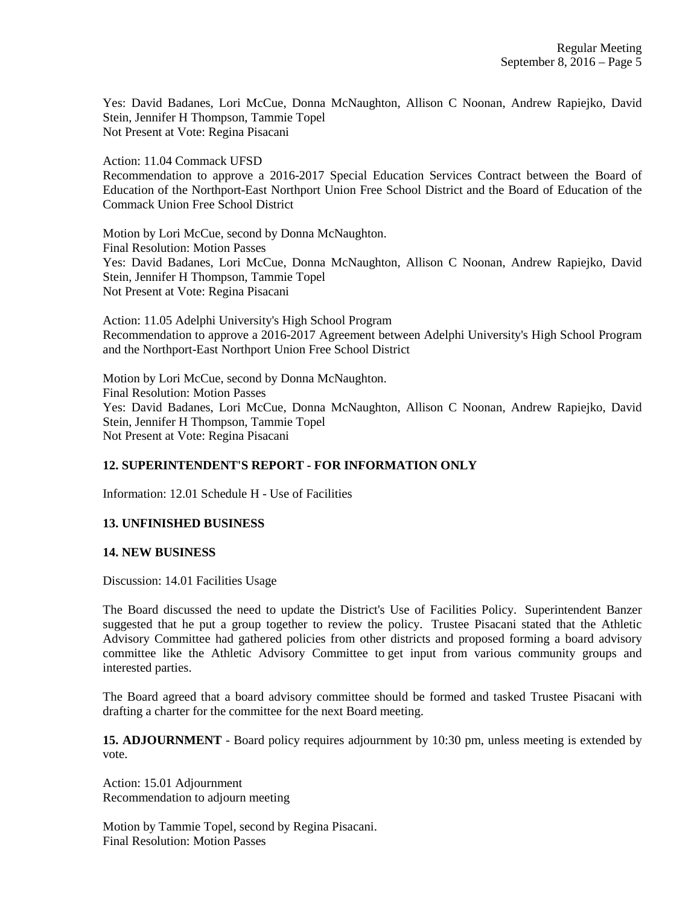Yes: David Badanes, Lori McCue, Donna McNaughton, Allison C Noonan, Andrew Rapiejko, David Stein, Jennifer H Thompson, Tammie Topel
Not Present at Vote: Regina Pisacani

Action: 11.04 Commack UFSD
Recommendation to approve a 2016-2017 Special Education Services Contract between the Board of Education of the Northport-East Northport Union Free School District and the Board of Education of the Commack Union Free School District

Motion by Lori McCue, second by Donna McNaughton.
Final Resolution: Motion Passes
Yes: David Badanes, Lori McCue, Donna McNaughton, Allison C Noonan, Andrew Rapiejko, David Stein, Jennifer H Thompson, Tammie Topel
Not Present at Vote: Regina Pisacani

Action: 11.05 Adelphi University's High School Program
Recommendation to approve a 2016-2017 Agreement between Adelphi University's High School Program and the Northport-East Northport Union Free School District

Motion by Lori McCue, second by Donna McNaughton.
Final Resolution: Motion Passes
Yes: David Badanes, Lori McCue, Donna McNaughton, Allison C Noonan, Andrew Rapiejko, David Stein, Jennifer H Thompson, Tammie Topel
Not Present at Vote: Regina Pisacani

**12. SUPERINTENDENT'S REPORT - FOR INFORMATION ONLY**

Information: 12.01 Schedule H - Use of Facilities

**13. UNFINISHED BUSINESS**

**14. NEW BUSINESS**

Discussion: 14.01 Facilities Usage

The Board discussed the need to update the District's Use of Facilities Policy. Superintendent Banzer suggested that he put a group together to review the policy. Trustee Pisacani stated that the Athletic Advisory Committee had gathered policies from other districts and proposed forming a board advisory committee like the Athletic Advisory Committee to get input from various community groups and interested parties.

The Board agreed that a board advisory committee should be formed and tasked Trustee Pisacani with drafting a charter for the committee for the next Board meeting.

**15. ADJOURNMENT** - Board policy requires adjournment by 10:30 pm, unless meeting is extended by vote.

Action: 15.01 Adjournment
Recommendation to adjourn meeting

Motion by Tammie Topel, second by Regina Pisacani.
Final Resolution: Motion Passes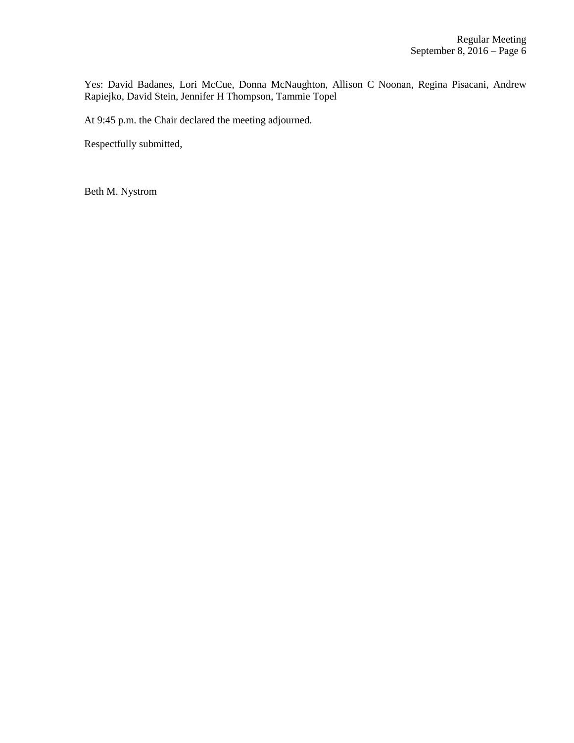Yes: David Badanes, Lori McCue, Donna McNaughton, Allison C Noonan, Regina Pisacani, Andrew Rapiejko, David Stein, Jennifer H Thompson, Tammie Topel

At 9:45 p.m. the Chair declared the meeting adjourned.

Respectfully submitted,

Beth M. Nystrom